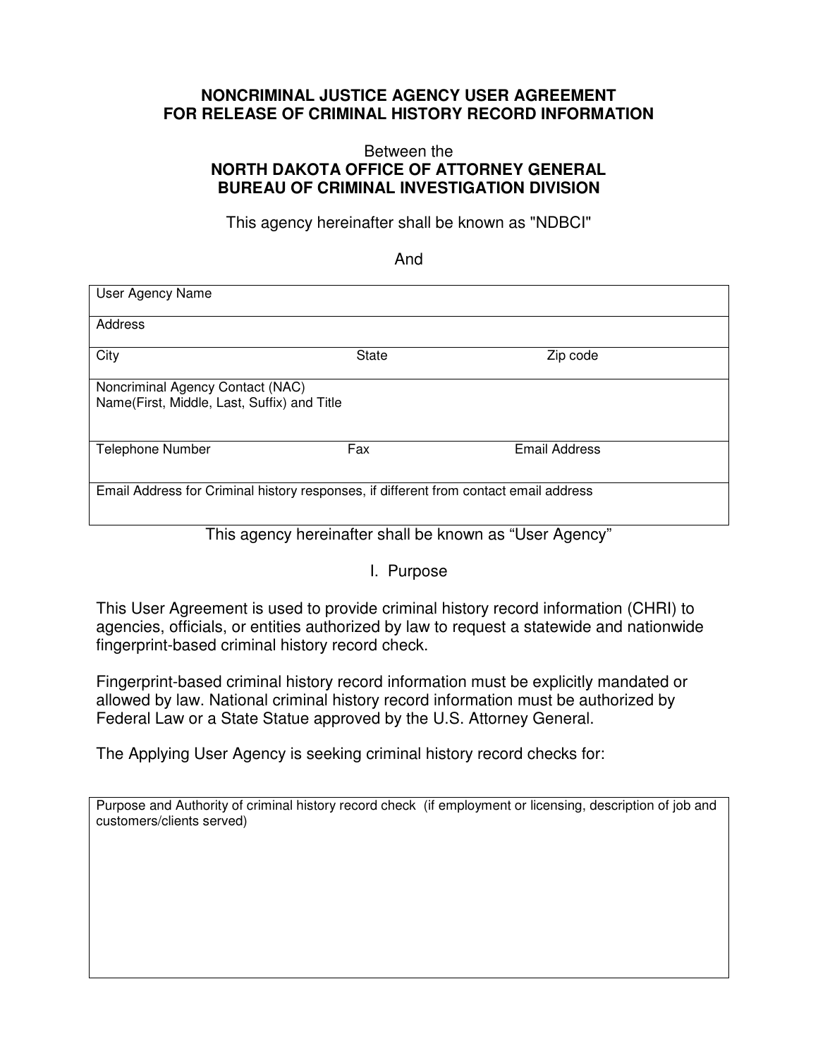# NONCRIMINAL JUSTICE AGENCY USER AGREEMENT FOR RELEASE OF CRIMINAL HISTORY RECORD INFORMATION

Between the

**NORTH DAKOTA OFFICE OF ATTORNEY GENERAL**
**BUREAU OF CRIMINAL INVESTIGATION DIVISION**

This agency hereinafter shall be known as "NDBCI"

And

| User Agency Name | | |
|---|---|---|
| Address | | |
| City | State | Zip code |
| Noncriminal Agency Contact (NAC)<br>Name(First, Middle, Last, Suffix) and Title | | |
| Telephone Number | Fax | Email Address |
| Email Address for Criminal history responses, if different from contact email address | | |

This agency hereinafter shall be known as "User Agency"

## I. Purpose

This User Agreement is used to provide criminal history record information (CHRI) to agencies, officials, or entities authorized by law to request a statewide and nationwide fingerprint-based criminal history record check.

Fingerprint-based criminal history record information must be explicitly mandated or allowed by law. National criminal history record information must be authorized by Federal Law or a State Statue approved by the U.S. Attorney General.

The Applying User Agency is seeking criminal history record checks for:

| Purpose and Authority of criminal history record check (if employment or licensing, description of job and customers/clients served) |
|---|
| |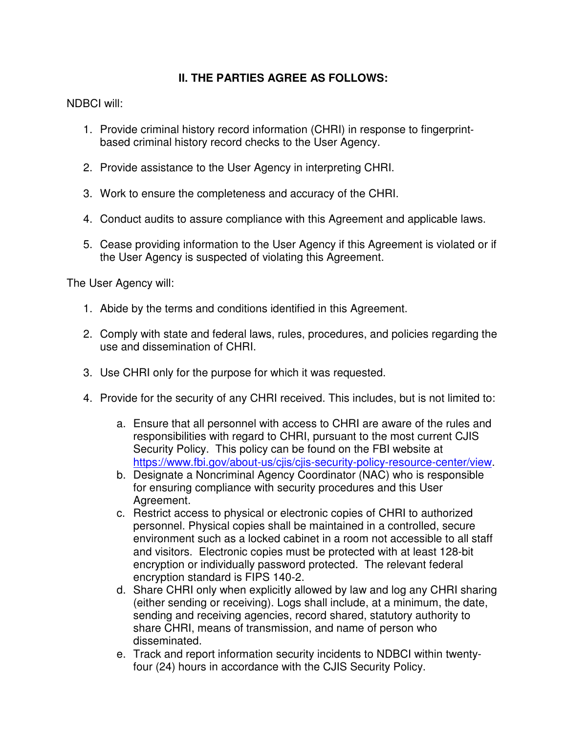## II. THE PARTIES AGREE AS FOLLOWS:

NDBCI will:

1. Provide criminal history record information (CHRI) in response to fingerprint-based criminal history record checks to the User Agency.

2. Provide assistance to the User Agency in interpreting CHRI.

3. Work to ensure the completeness and accuracy of the CHRI.

4. Conduct audits to assure compliance with this Agreement and applicable laws.

5. Cease providing information to the User Agency if this Agreement is violated or if the User Agency is suspected of violating this Agreement.

The User Agency will:

1. Abide by the terms and conditions identified in this Agreement.

2. Comply with state and federal laws, rules, procedures, and policies regarding the use and dissemination of CHRI.

3. Use CHRI only for the purpose for which it was requested.

4. Provide for the security of any CHRI received. This includes, but is not limited to:

    a. Ensure that all personnel with access to CHRI are aware of the rules and responsibilities with regard to CHRI, pursuant to the most current CJIS Security Policy. This policy can be found on the FBI website at https://www.fbi.gov/about-us/cjis/cjis-security-policy-resource-center/view.
    b. Designate a Noncriminal Agency Coordinator (NAC) who is responsible for ensuring compliance with security procedures and this User Agreement.
    c. Restrict access to physical or electronic copies of CHRI to authorized personnel. Physical copies shall be maintained in a controlled, secure environment such as a locked cabinet in a room not accessible to all staff and visitors. Electronic copies must be protected with at least 128-bit encryption or individually password protected. The relevant federal encryption standard is FIPS 140-2.
    d. Share CHRI only when explicitly allowed by law and log any CHRI sharing (either sending or receiving). Logs shall include, at a minimum, the date, sending and receiving agencies, record shared, statutory authority to share CHRI, means of transmission, and name of person who disseminated.
    e. Track and report information security incidents to NDBCI within twenty-four (24) hours in accordance with the CJIS Security Policy.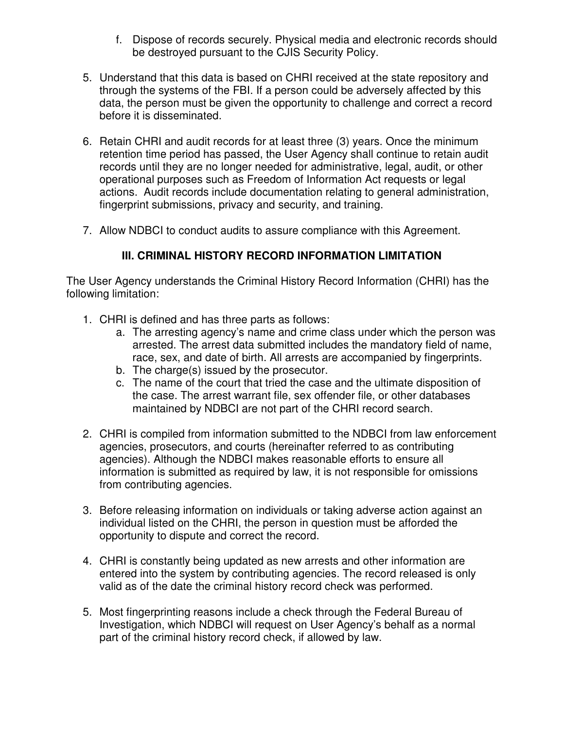f. Dispose of records securely. Physical media and electronic records should be destroyed pursuant to the CJIS Security Policy.

5. Understand that this data is based on CHRI received at the state repository and through the systems of the FBI. If a person could be adversely affected by this data, the person must be given the opportunity to challenge and correct a record before it is disseminated.

6. Retain CHRI and audit records for at least three (3) years. Once the minimum retention time period has passed, the User Agency shall continue to retain audit records until they are no longer needed for administrative, legal, audit, or other operational purposes such as Freedom of Information Act requests or legal actions. Audit records include documentation relating to general administration, fingerprint submissions, privacy and security, and training.

7. Allow NDBCI to conduct audits to assure compliance with this Agreement.

## III. CRIMINAL HISTORY RECORD INFORMATION LIMITATION

The User Agency understands the Criminal History Record Information (CHRI) has the following limitation:

1. CHRI is defined and has three parts as follows:
   a. The arresting agency's name and crime class under which the person was arrested. The arrest data submitted includes the mandatory field of name, race, sex, and date of birth. All arrests are accompanied by fingerprints.
   b. The charge(s) issued by the prosecutor.
   c. The name of the court that tried the case and the ultimate disposition of the case. The arrest warrant file, sex offender file, or other databases maintained by NDBCI are not part of the CHRI record search.

2. CHRI is compiled from information submitted to the NDBCI from law enforcement agencies, prosecutors, and courts (hereinafter referred to as contributing agencies). Although the NDBCI makes reasonable efforts to ensure all information is submitted as required by law, it is not responsible for omissions from contributing agencies.

3. Before releasing information on individuals or taking adverse action against an individual listed on the CHRI, the person in question must be afforded the opportunity to dispute and correct the record.

4. CHRI is constantly being updated as new arrests and other information are entered into the system by contributing agencies. The record released is only valid as of the date the criminal history record check was performed.

5. Most fingerprinting reasons include a check through the Federal Bureau of Investigation, which NDBCI will request on User Agency's behalf as a normal part of the criminal history record check, if allowed by law.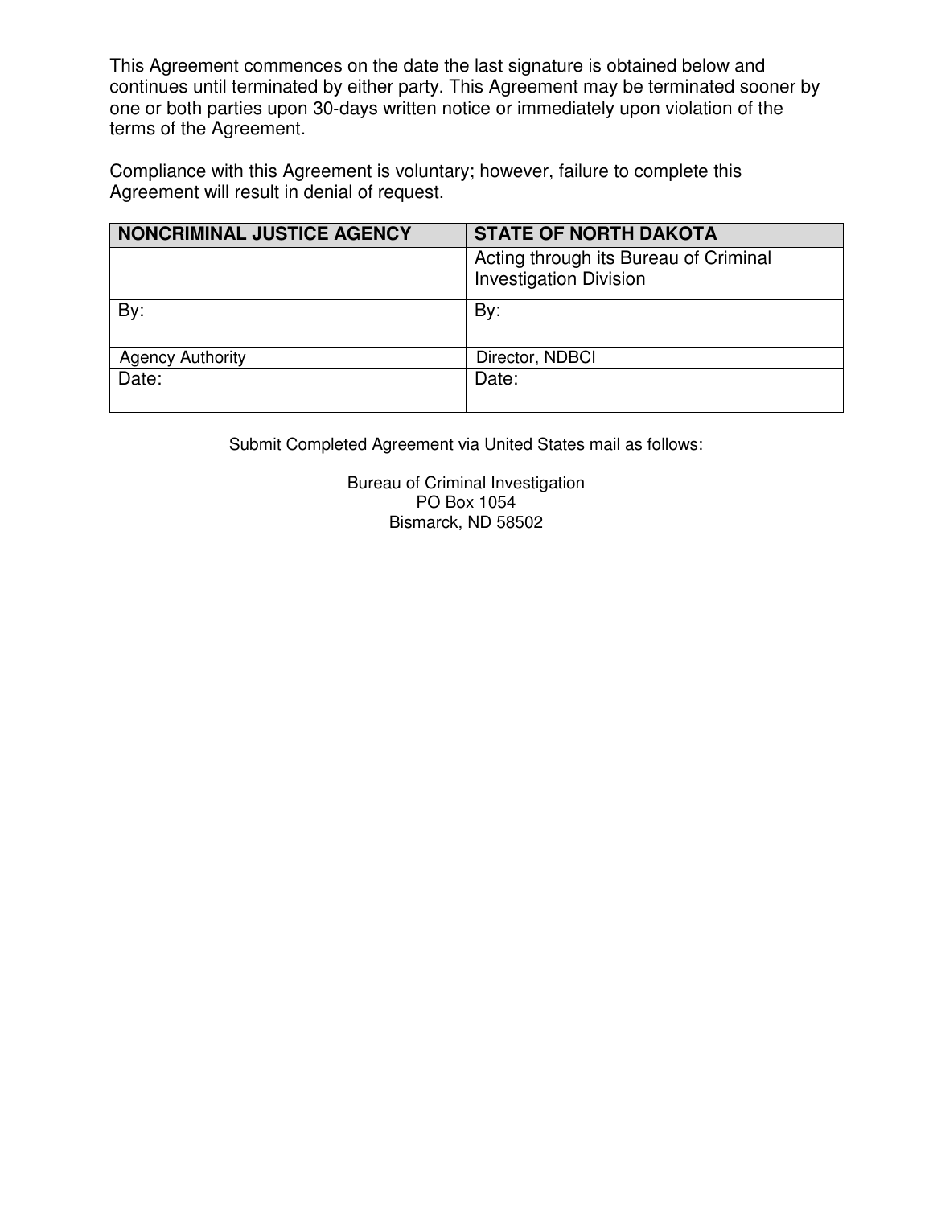This Agreement commences on the date the last signature is obtained below and continues until terminated by either party. This Agreement may be terminated sooner by one or both parties upon 30-days written notice or immediately upon violation of the terms of the Agreement.

Compliance with this Agreement is voluntary; however, failure to complete this Agreement will result in denial of request.

| NONCRIMINAL JUSTICE AGENCY | STATE OF NORTH DAKOTA |
|---|---|
| | Acting through its Bureau of Criminal Investigation Division |
| By: | By: |
| Agency Authority | Director, NDBCI |
| Date: | Date: |

Submit Completed Agreement via United States mail as follows:

Bureau of Criminal Investigation
PO Box 1054
Bismarck, ND 58502